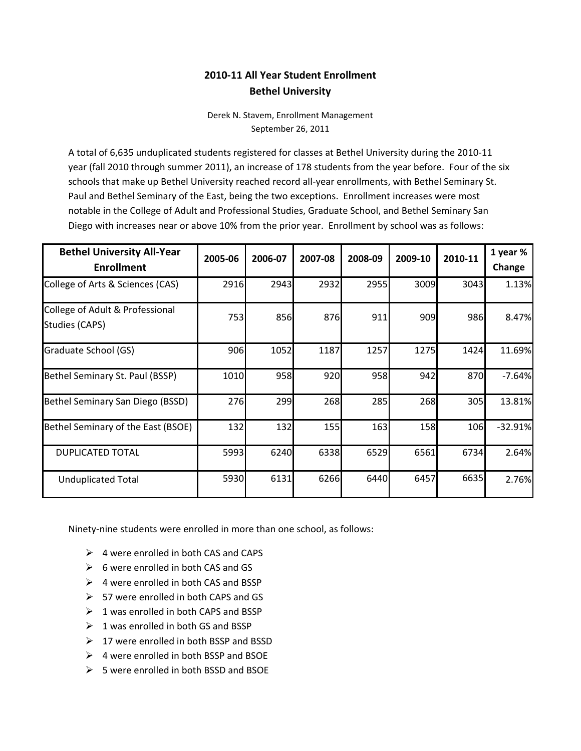# 2010-11 All Year Student Enrollment
# Bethel University

Derek N. Stavem, Enrollment Management
September 26, 2011

A total of 6,635 unduplicated students registered for classes at Bethel University during the 2010-11 year (fall 2010 through summer 2011), an increase of 178 students from the year before. Four of the six schools that make up Bethel University reached record all-year enrollments, with Bethel Seminary St. Paul and Bethel Seminary of the East, being the two exceptions. Enrollment increases were most notable in the College of Adult and Professional Studies, Graduate School, and Bethel Seminary San Diego with increases near or above 10% from the prior year. Enrollment by school was as follows:

| Bethel University All-Year Enrollment | 2005-06 | 2006-07 | 2007-08 | 2008-09 | 2009-10 | 2010-11 | 1 year % Change |
|---|---|---|---|---|---|---|---|
| College of Arts & Sciences (CAS) | 2916 | 2943 | 2932 | 2955 | 3009 | 3043 | 1.13% |
| College of Adult & Professional Studies (CAPS) | 753 | 856 | 876 | 911 | 909 | 986 | 8.47% |
| Graduate School (GS) | 906 | 1052 | 1187 | 1257 | 1275 | 1424 | 11.69% |
| Bethel Seminary St. Paul (BSSP) | 1010 | 958 | 920 | 958 | 942 | 870 | -7.64% |
| Bethel Seminary San Diego (BSSD) | 276 | 299 | 268 | 285 | 268 | 305 | 13.81% |
| Bethel Seminary of the East (BSOE) | 132 | 132 | 155 | 163 | 158 | 106 | -32.91% |
| DUPLICATED TOTAL | 5993 | 6240 | 6338 | 6529 | 6561 | 6734 | 2.64% |
| Unduplicated Total | 5930 | 6131 | 6266 | 6440 | 6457 | 6635 | 2.76% |

Ninety-nine students were enrolled in more than one school, as follows:

- 4 were enrolled in both CAS and CAPS
- 6 were enrolled in both CAS and GS
- 4 were enrolled in both CAS and BSSP
- 57 were enrolled in both CAPS and GS
- 1 was enrolled in both CAPS and BSSP
- 1 was enrolled in both GS and BSSP
- 17 were enrolled in both BSSP and BSSD
- 4 were enrolled in both BSSP and BSOE
- 5 were enrolled in both BSSD and BSOE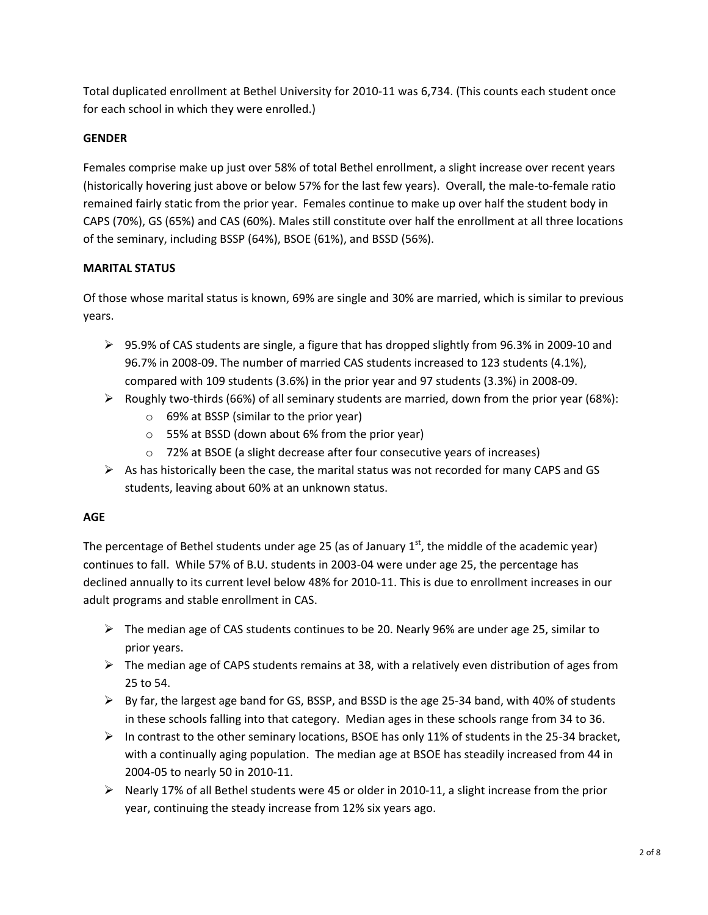Total duplicated enrollment at Bethel University for 2010-11 was 6,734. (This counts each student once for each school in which they were enrolled.)

**GENDER**

Females comprise make up just over 58% of total Bethel enrollment, a slight increase over recent years (historically hovering just above or below 57% for the last few years). Overall, the male-to-female ratio remained fairly static from the prior year. Females continue to make up over half the student body in CAPS (70%), GS (65%) and CAS (60%). Males still constitute over half the enrollment at all three locations of the seminary, including BSSP (64%), BSOE (61%), and BSSD (56%).

**MARITAL STATUS**

Of those whose marital status is known, 69% are single and 30% are married, which is similar to previous years.

- 95.9% of CAS students are single, a figure that has dropped slightly from 96.3% in 2009-10 and 96.7% in 2008-09. The number of married CAS students increased to 123 students (4.1%), compared with 109 students (3.6%) in the prior year and 97 students (3.3%) in 2008-09.
- Roughly two-thirds (66%) of all seminary students are married, down from the prior year (68%):
  - 69% at BSSP (similar to the prior year)
  - 55% at BSSD (down about 6% from the prior year)
  - 72% at BSOE (a slight decrease after four consecutive years of increases)
- As has historically been the case, the marital status was not recorded for many CAPS and GS students, leaving about 60% at an unknown status.

**AGE**

The percentage of Bethel students under age 25 (as of January 1st, the middle of the academic year) continues to fall. While 57% of B.U. students in 2003-04 were under age 25, the percentage has declined annually to its current level below 48% for 2010-11. This is due to enrollment increases in our adult programs and stable enrollment in CAS.

- The median age of CAS students continues to be 20. Nearly 96% are under age 25, similar to prior years.
- The median age of CAPS students remains at 38, with a relatively even distribution of ages from 25 to 54.
- By far, the largest age band for GS, BSSP, and BSSD is the age 25-34 band, with 40% of students in these schools falling into that category. Median ages in these schools range from 34 to 36.
- In contrast to the other seminary locations, BSOE has only 11% of students in the 25-34 bracket, with a continually aging population. The median age at BSOE has steadily increased from 44 in 2004-05 to nearly 50 in 2010-11.
- Nearly 17% of all Bethel students were 45 or older in 2010-11, a slight increase from the prior year, continuing the steady increase from 12% six years ago.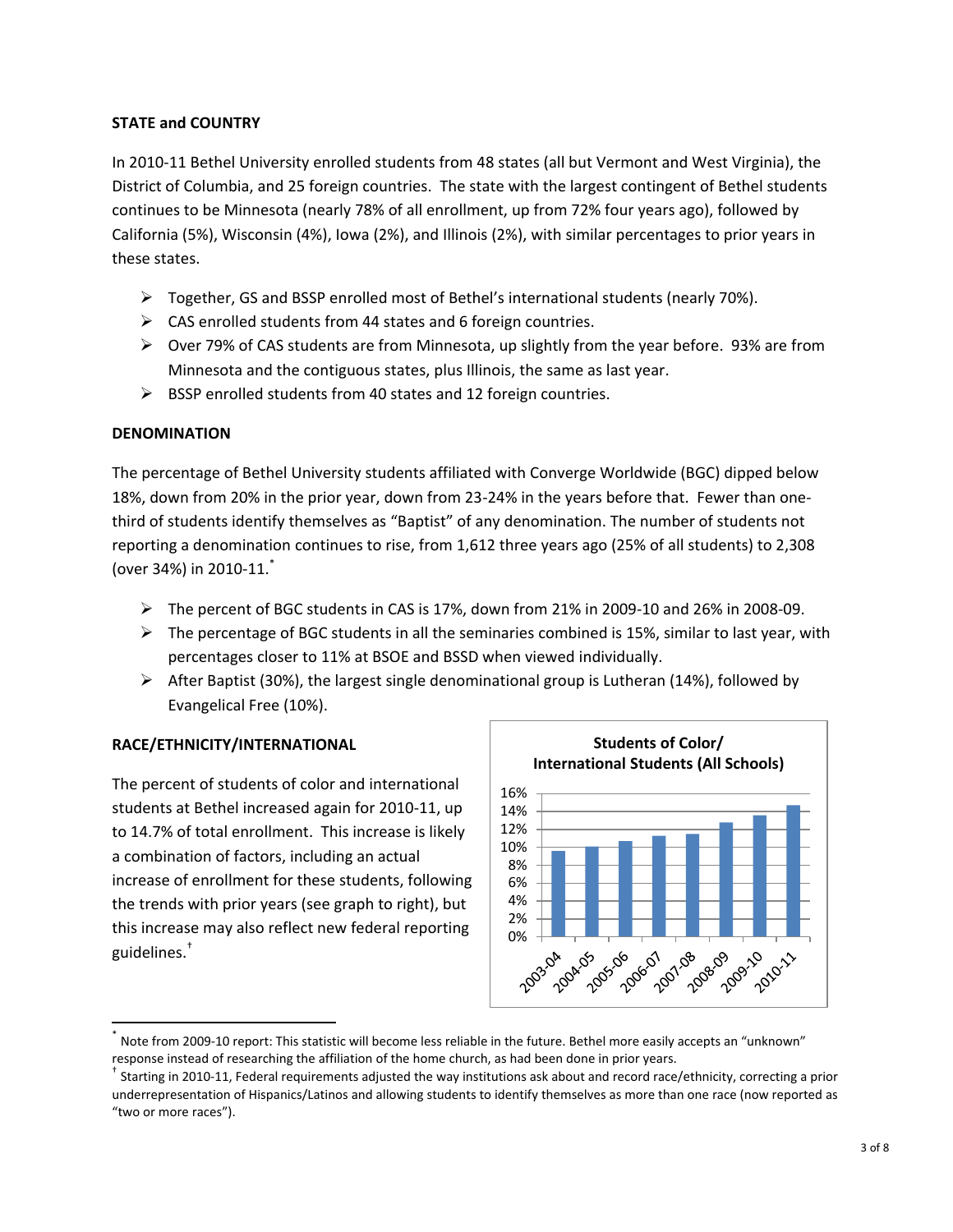**STATE and COUNTRY**

In 2010-11 Bethel University enrolled students from 48 states (all but Vermont and West Virginia), the District of Columbia, and 25 foreign countries. The state with the largest contingent of Bethel students continues to be Minnesota (nearly 78% of all enrollment, up from 72% four years ago), followed by California (5%), Wisconsin (4%), Iowa (2%), and Illinois (2%), with similar percentages to prior years in these states.

- Together, GS and BSSP enrolled most of Bethel's international students (nearly 70%).
- CAS enrolled students from 44 states and 6 foreign countries.
- Over 79% of CAS students are from Minnesota, up slightly from the year before. 93% are from Minnesota and the contiguous states, plus Illinois, the same as last year.
- BSSP enrolled students from 40 states and 12 foreign countries.

**DENOMINATION**

The percentage of Bethel University students affiliated with Converge Worldwide (BGC) dipped below 18%, down from 20% in the prior year, down from 23-24% in the years before that. Fewer than one-third of students identify themselves as "Baptist" of any denomination. The number of students not reporting a denomination continues to rise, from 1,612 three years ago (25% of all students) to 2,308 (over 34%) in 2010-11.*

- The percent of BGC students in CAS is 17%, down from 21% in 2009-10 and 26% in 2008-09.
- The percentage of BGC students in all the seminaries combined is 15%, similar to last year, with percentages closer to 11% at BSOE and BSSD when viewed individually.
- After Baptist (30%), the largest single denominational group is Lutheran (14%), followed by Evangelical Free (10%).

**RACE/ETHNICITY/INTERNATIONAL**

The percent of students of color and international students at Bethel increased again for 2010-11, up to 14.7% of total enrollment. This increase is likely a combination of factors, including an actual increase of enrollment for these students, following the trends with prior years (see graph to right), but this increase may also reflect new federal reporting guidelines.†

**Students of Color/ International Students (All Schools)**

| Year | Percent |
|---|---|
| 2003-04 | ~9.6% |
| 2004-05 | ~10% |
| 2005-06 | ~10.7% |
| 2006-07 | ~11.3% |
| 2007-08 | ~11.5% |
| 2008-09 | ~12.7% |
| 2009-10 | ~13.5% |
| 2010-11 | ~14.7% |

* Note from 2009-10 report: This statistic will become less reliable in the future. Bethel more easily accepts an "unknown" response instead of researching the affiliation of the home church, as had been done in prior years.

† Starting in 2010-11, Federal requirements adjusted the way institutions ask about and record race/ethnicity, correcting a prior underrepresentation of Hispanics/Latinos and allowing students to identify themselves as more than one race (now reported as "two or more races").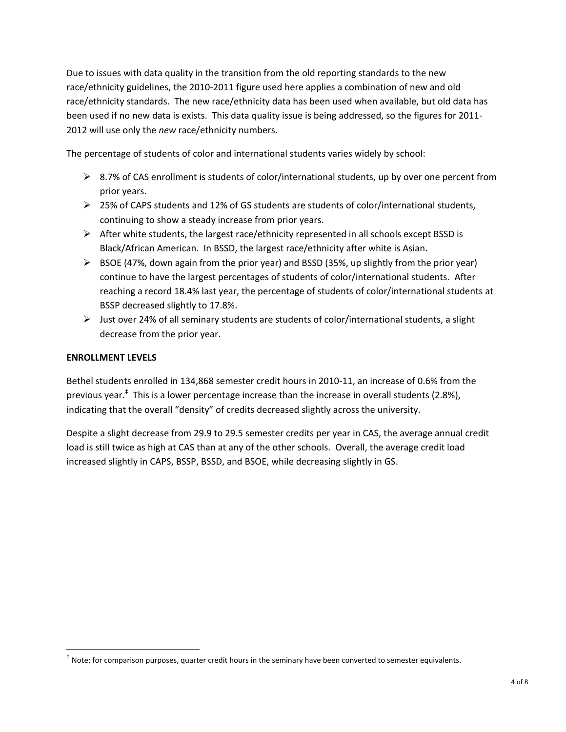Due to issues with data quality in the transition from the old reporting standards to the new race/ethnicity guidelines, the 2010-2011 figure used here applies a combination of new and old race/ethnicity standards. The new race/ethnicity data has been used when available, but old data has been used if no new data is exists. This data quality issue is being addressed, so the figures for 2011-2012 will use only the *new* race/ethnicity numbers.

The percentage of students of color and international students varies widely by school:

- 8.7% of CAS enrollment is students of color/international students, up by over one percent from prior years.
- 25% of CAPS students and 12% of GS students are students of color/international students, continuing to show a steady increase from prior years.
- After white students, the largest race/ethnicity represented in all schools except BSSD is Black/African American. In BSSD, the largest race/ethnicity after white is Asian.
- BSOE (47%, down again from the prior year) and BSSD (35%, up slightly from the prior year) continue to have the largest percentages of students of color/international students. After reaching a record 18.4% last year, the percentage of students of color/international students at BSSP decreased slightly to 17.8%.
- Just over 24% of all seminary students are students of color/international students, a slight decrease from the prior year.

**ENROLLMENT LEVELS**

Bethel students enrolled in 134,868 semester credit hours in 2010-11, an increase of 0.6% from the previous year.[‡] This is a lower percentage increase than the increase in overall students (2.8%), indicating that the overall "density" of credits decreased slightly across the university.

Despite a slight decrease from 29.9 to 29.5 semester credits per year in CAS, the average annual credit load is still twice as high at CAS than at any of the other schools. Overall, the average credit load increased slightly in CAPS, BSSP, BSSD, and BSOE, while decreasing slightly in GS.

[‡] Note: for comparison purposes, quarter credit hours in the seminary have been converted to semester equivalents.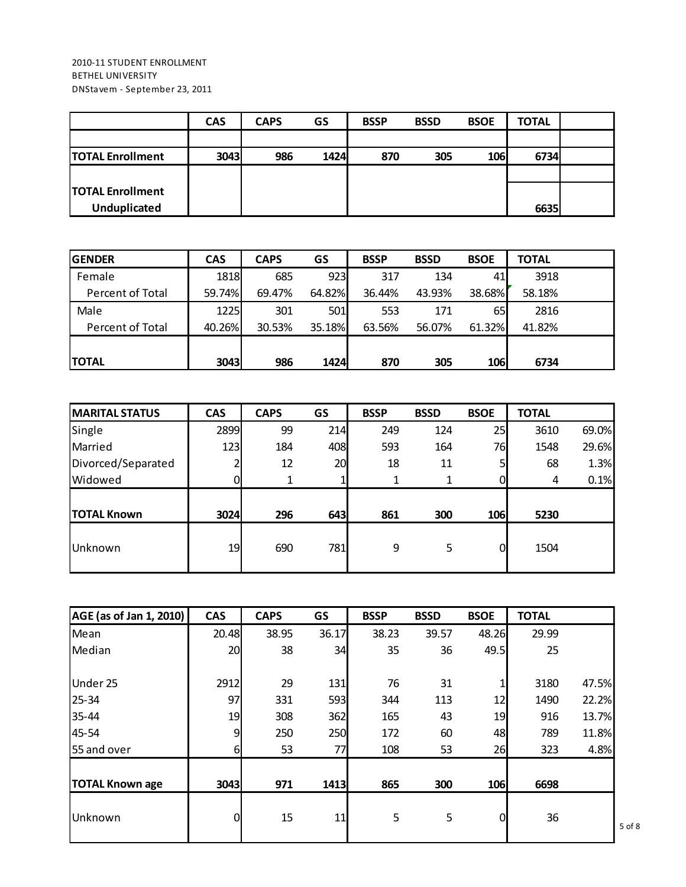2010-11 STUDENT ENROLLMENT
BETHEL UNIVERSITY
DNStavem - September 23, 2011

| | CAS | CAPS | GS | BSSP | BSSD | BSOE | TOTAL | |
|---|---|---|---|---|---|---|---|---|
| **TOTAL Enrollment** | **3043** | **986** | **1424** | **870** | **305** | **106** | **6734** | |
| **TOTAL Enrollment Unduplicated** | | | | | | | **6635** | |

| GENDER | CAS | CAPS | GS | BSSP | BSSD | BSOE | TOTAL | |
|---|---|---|---|---|---|---|---|---|
| Female | 1818 | 685 | 923 | 317 | 134 | 41 | 3918 | |
| Percent of Total | 59.74% | 69.47% | 64.82% | 36.44% | 43.93% | 38.68% | 58.18% | |
| Male | 1225 | 301 | 501 | 553 | 171 | 65 | 2816 | |
| Percent of Total | 40.26% | 30.53% | 35.18% | 63.56% | 56.07% | 61.32% | 41.82% | |
| **TOTAL** | **3043** | **986** | **1424** | **870** | **305** | **106** | **6734** | |

| MARITAL STATUS | CAS | CAPS | GS | BSSP | BSSD | BSOE | TOTAL | |
|---|---|---|---|---|---|---|---|---|
| Single | 2899 | 99 | 214 | 249 | 124 | 25 | 3610 | 69.0% |
| Married | 123 | 184 | 408 | 593 | 164 | 76 | 1548 | 29.6% |
| Divorced/Separated | 2 | 12 | 20 | 18 | 11 | 5 | 68 | 1.3% |
| Widowed | 0 | 1 | 1 | 1 | 1 | 0 | 4 | 0.1% |
| **TOTAL Known** | **3024** | **296** | **643** | **861** | **300** | **106** | **5230** | |
| Unknown | 19 | 690 | 781 | 9 | 5 | 0 | 1504 | |

| AGE (as of Jan 1, 2010) | CAS | CAPS | GS | BSSP | BSSD | BSOE | TOTAL | |
|---|---|---|---|---|---|---|---|---|
| Mean | 20.48 | 38.95 | 36.17 | 38.23 | 39.57 | 48.26 | 29.99 | |
| Median | 20 | 38 | 34 | 35 | 36 | 49.5 | 25 | |
| Under 25 | 2912 | 29 | 131 | 76 | 31 | 1 | 3180 | 47.5% |
| 25-34 | 97 | 331 | 593 | 344 | 113 | 12 | 1490 | 22.2% |
| 35-44 | 19 | 308 | 362 | 165 | 43 | 19 | 916 | 13.7% |
| 45-54 | 9 | 250 | 250 | 172 | 60 | 48 | 789 | 11.8% |
| 55 and over | 6 | 53 | 77 | 108 | 53 | 26 | 323 | 4.8% |
| **TOTAL Known age** | **3043** | **971** | **1413** | **865** | **300** | **106** | **6698** | |
| Unknown | 0 | 15 | 11 | 5 | 5 | 0 | 36 | |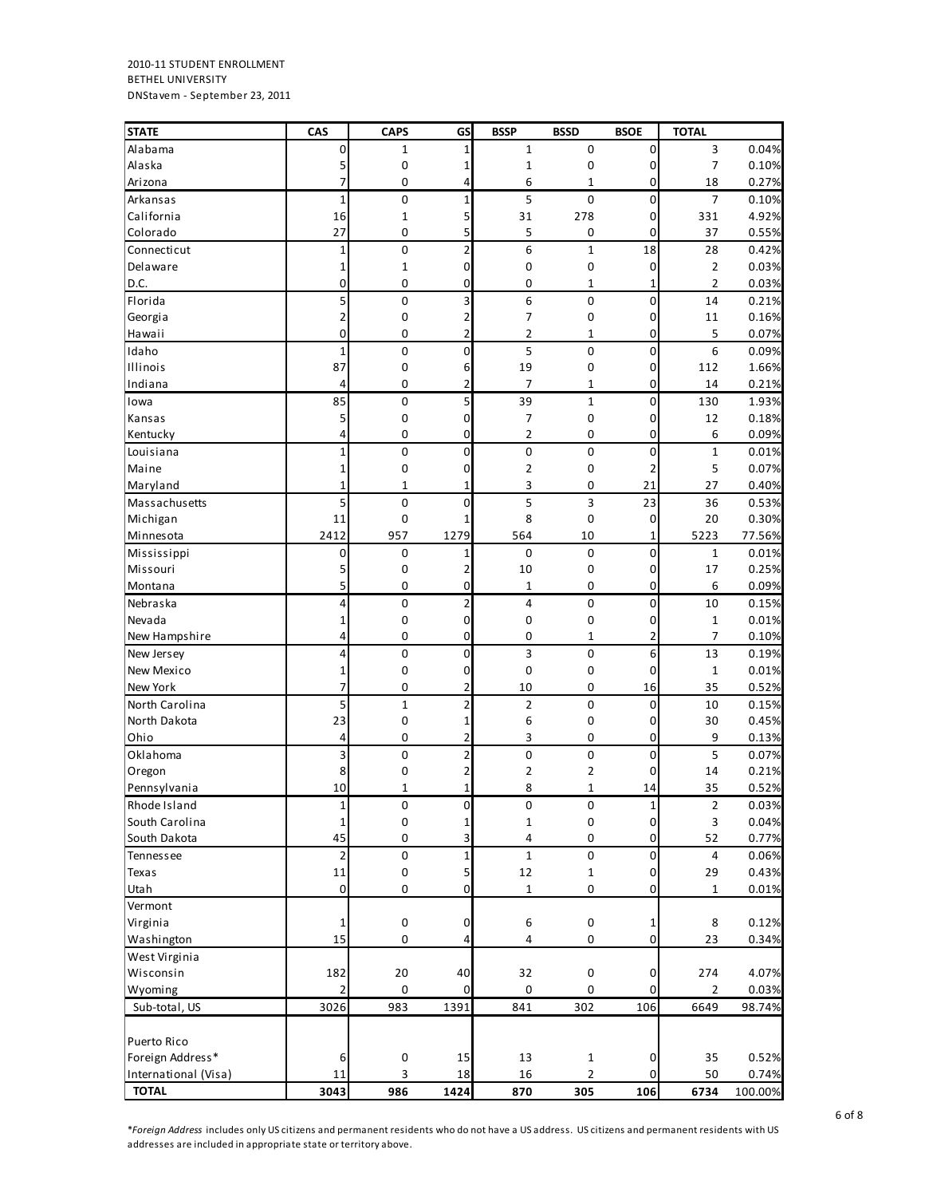2010-11 STUDENT ENROLLMENT
BETHEL UNIVERSITY
DNStavem - September 23, 2011

| STATE | CAS | CAPS | GS | BSSP | BSSD | BSOE | TOTAL | |
|---|---|---|---|---|---|---|---|---|
| Alabama | 0 | 1 | 1 | 1 | 0 | 0 | 3 | 0.04% |
| Alaska | 5 | 0 | 1 | 1 | 0 | 0 | 7 | 0.10% |
| Arizona | 7 | 0 | 4 | 6 | 1 | 0 | 18 | 0.27% |
| Arkansas | 1 | 0 | 1 | 5 | 0 | 0 | 7 | 0.10% |
| California | 16 | 1 | 5 | 31 | 278 | 0 | 331 | 4.92% |
| Colorado | 27 | 0 | 5 | 5 | 0 | 0 | 37 | 0.55% |
| Connecticut | 1 | 0 | 2 | 6 | 1 | 18 | 28 | 0.42% |
| Delaware | 1 | 1 | 0 | 0 | 0 | 0 | 2 | 0.03% |
| D.C. | 0 | 0 | 0 | 0 | 1 | 1 | 2 | 0.03% |
| Florida | 5 | 0 | 3 | 6 | 0 | 0 | 14 | 0.21% |
| Georgia | 2 | 0 | 2 | 7 | 0 | 0 | 11 | 0.16% |
| Hawaii | 0 | 0 | 2 | 2 | 1 | 0 | 5 | 0.07% |
| Idaho | 1 | 0 | 0 | 5 | 0 | 0 | 6 | 0.09% |
| Illinois | 87 | 0 | 6 | 19 | 0 | 0 | 112 | 1.66% |
| Indiana | 4 | 0 | 2 | 7 | 1 | 0 | 14 | 0.21% |
| Iowa | 85 | 0 | 5 | 39 | 1 | 0 | 130 | 1.93% |
| Kansas | 5 | 0 | 0 | 7 | 0 | 0 | 12 | 0.18% |
| Kentucky | 4 | 0 | 0 | 2 | 0 | 0 | 6 | 0.09% |
| Louisiana | 1 | 0 | 0 | 0 | 0 | 0 | 1 | 0.01% |
| Maine | 1 | 0 | 0 | 2 | 0 | 2 | 5 | 0.07% |
| Maryland | 1 | 1 | 1 | 3 | 0 | 21 | 27 | 0.40% |
| Massachusetts | 5 | 0 | 0 | 5 | 3 | 23 | 36 | 0.53% |
| Michigan | 11 | 0 | 1 | 8 | 0 | 0 | 20 | 0.30% |
| Minnesota | 2412 | 957 | 1279 | 564 | 10 | 1 | 5223 | 77.56% |
| Mississippi | 0 | 0 | 1 | 0 | 0 | 0 | 1 | 0.01% |
| Missouri | 5 | 0 | 2 | 10 | 0 | 0 | 17 | 0.25% |
| Montana | 5 | 0 | 0 | 1 | 0 | 0 | 6 | 0.09% |
| Nebraska | 4 | 0 | 2 | 4 | 0 | 0 | 10 | 0.15% |
| Nevada | 1 | 0 | 0 | 0 | 0 | 0 | 1 | 0.01% |
| New Hampshire | 4 | 0 | 0 | 0 | 1 | 2 | 7 | 0.10% |
| New Jersey | 4 | 0 | 0 | 3 | 0 | 6 | 13 | 0.19% |
| New Mexico | 1 | 0 | 0 | 0 | 0 | 0 | 1 | 0.01% |
| New York | 7 | 0 | 2 | 10 | 0 | 16 | 35 | 0.52% |
| North Carolina | 5 | 1 | 2 | 2 | 0 | 0 | 10 | 0.15% |
| North Dakota | 23 | 0 | 1 | 6 | 0 | 0 | 30 | 0.45% |
| Ohio | 4 | 0 | 2 | 3 | 0 | 0 | 9 | 0.13% |
| Oklahoma | 3 | 0 | 2 | 0 | 0 | 0 | 5 | 0.07% |
| Oregon | 8 | 0 | 2 | 2 | 2 | 0 | 14 | 0.21% |
| Pennsylvania | 10 | 1 | 1 | 8 | 1 | 14 | 35 | 0.52% |
| Rhode Island | 1 | 0 | 0 | 0 | 0 | 1 | 2 | 0.03% |
| South Carolina | 1 | 0 | 1 | 1 | 0 | 0 | 3 | 0.04% |
| South Dakota | 45 | 0 | 3 | 4 | 0 | 0 | 52 | 0.77% |
| Tennessee | 2 | 0 | 1 | 1 | 0 | 0 | 4 | 0.06% |
| Texas | 11 | 0 | 5 | 12 | 1 | 0 | 29 | 0.43% |
| Utah | 0 | 0 | 0 | 1 | 0 | 0 | 1 | 0.01% |
| Vermont | | | | | | | | |
| Virginia | 1 | 0 | 0 | 6 | 0 | 1 | 8 | 0.12% |
| Washington | 15 | 0 | 4 | 4 | 0 | 0 | 23 | 0.34% |
| West Virginia | | | | | | | | |
| Wisconsin | 182 | 20 | 40 | 32 | 0 | 0 | 274 | 4.07% |
| Wyoming | 2 | 0 | 0 | 0 | 0 | 0 | 2 | 0.03% |
| Sub-total, US | 3026 | 983 | 1391 | 841 | 302 | 106 | 6649 | 98.74% |
| | | | | | | | | |
| Puerto Rico | | | | | | | | |
| Foreign Address* | 6 | 0 | 15 | 13 | 1 | 0 | 35 | 0.52% |
| International (Visa) | 11 | 3 | 18 | 16 | 2 | 0 | 50 | 0.74% |
| **TOTAL** | **3043** | **986** | **1424** | **870** | **305** | **106** | **6734** | 100.00% |

*\*Foreign Address* includes only US citizens and permanent residents who do not have a US address. US citizens and permanent residents with US addresses are included in appropriate state or territory above.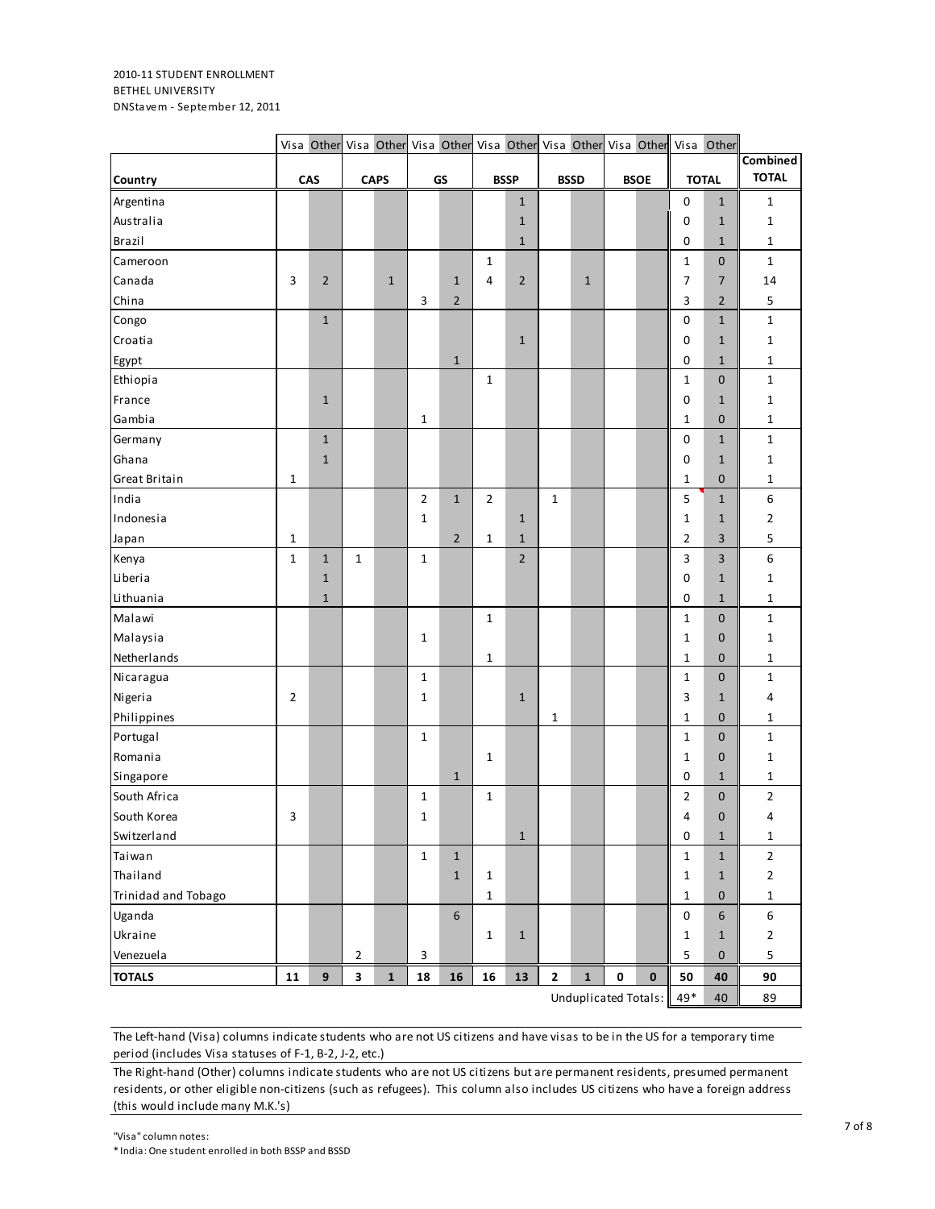2010-11 STUDENT ENROLLMENT
BETHEL UNIVERSITY
DNStavem - September 12, 2011

| Country | CAS | | CAPS | | GS | | BSSP | | BSSD | | BSOE | | TOTAL | | Combined TOTAL |
|---|---|---|---|---|---|---|---|---|---|---|---|---|---|---|---|
| | Visa | Other | Visa | Other | Visa | Other | Visa | Other | Visa | Other | Visa | Other | Visa | Other | |
| Argentina | | | | | | | | 1 | | | | | 0 | 1 | 1 |
| Australia | | | | | | | | 1 | | | | | 0 | 1 | 1 |
| Brazil | | | | | | | | 1 | | | | | 0 | 1 | 1 |
| Cameroon | | | | | | | 1 | | | | | | 1 | 0 | 1 |
| Canada | 3 | 2 | | 1 | | 1 | 4 | 2 | | 1 | | | 7 | 7 | 14 |
| China | | | | | 3 | 2 | | | | | | | 3 | 2 | 5 |
| Congo | | 1 | | | | | | | | | | | 0 | 1 | 1 |
| Croatia | | | | | | | | 1 | | | | | 0 | 1 | 1 |
| Egypt | | | | | | 1 | | | | | | | 0 | 1 | 1 |
| Ethiopia | | | | | | | 1 | | | | | | 1 | 0 | 1 |
| France | | 1 | | | | | | | | | | | 0 | 1 | 1 |
| Gambia | | | | | 1 | | | | | | | | 1 | 0 | 1 |
| Germany | | 1 | | | | | | | | | | | 0 | 1 | 1 |
| Ghana | | 1 | | | | | | | | | | | 0 | 1 | 1 |
| Great Britain | 1 | | | | | | | | | | | | 1 | 0 | 1 |
| India | | | | | 2 | 1 | 2 | | 1 | | | | 5 | 1 | 6 |
| Indonesia | | | | | 1 | | | 1 | | | | | 1 | 1 | 2 |
| Japan | 1 | | | | | 2 | 1 | 1 | | | | | 2 | 3 | 5 |
| Kenya | 1 | 1 | 1 | | 1 | | | 2 | | | | | 3 | 3 | 6 |
| Liberia | | 1 | | | | | | | | | | | 0 | 1 | 1 |
| Lithuania | | 1 | | | | | | | | | | | 0 | 1 | 1 |
| Malawi | | | | | | | 1 | | | | | | 1 | 0 | 1 |
| Malaysia | | | | | 1 | | | | | | | | 1 | 0 | 1 |
| Netherlands | | | | | | | 1 | | | | | | 1 | 0 | 1 |
| Nicaragua | | | | | 1 | | | | | | | | 1 | 0 | 1 |
| Nigeria | 2 | | | | 1 | | | 1 | | | | | 3 | 1 | 4 |
| Philippines | | | | | | | | | 1 | | | | 1 | 0 | 1 |
| Portugal | | | | | 1 | | | | | | | | 1 | 0 | 1 |
| Romania | | | | | | | 1 | | | | | | 1 | 0 | 1 |
| Singapore | | | | | | 1 | | | | | | | 0 | 1 | 1 |
| South Africa | | | | | 1 | | 1 | | | | | | 2 | 0 | 2 |
| South Korea | 3 | | | | 1 | | | | | | | | 4 | 0 | 4 |
| Switzerland | | | | | | | | 1 | | | | | 0 | 1 | 1 |
| Taiwan | | | | | 1 | 1 | | | | | | | 1 | 1 | 2 |
| Thailand | | | | | | 1 | 1 | | | | | | 1 | 1 | 2 |
| Trinidad and Tobago | | | | | | | 1 | | | | | | 1 | 0 | 1 |
| Uganda | | | | | | 6 | | | | | | | 0 | 6 | 6 |
| Ukraine | | | | | | | 1 | 1 | | | | | 1 | 1 | 2 |
| Venezuela | | | 2 | | 3 | | | | | | | | 5 | 0 | 5 |
| **TOTALS** | **11** | **9** | **3** | **1** | **18** | **16** | **16** | **13** | **2** | **1** | **0** | **0** | **50** | **40** | **90** |
| | | | | | | | | | | | | Unduplicated Totals: | 49* | 40 | 89 |

The Left-hand (Visa) columns indicate students who are not US citizens and have visas to be in the US for a temporary time period (includes Visa statuses of F-1, B-2, J-2, etc.)

The Right-hand (Other) columns indicate students who are not US citizens but are permanent residents, presumed permanent residents, or other eligible non-citizens (such as refugees). This column also includes US citizens who have a foreign address (this would include many M.K.'s)

"Visa" column notes:

* India: One student enrolled in both BSSP and BSSD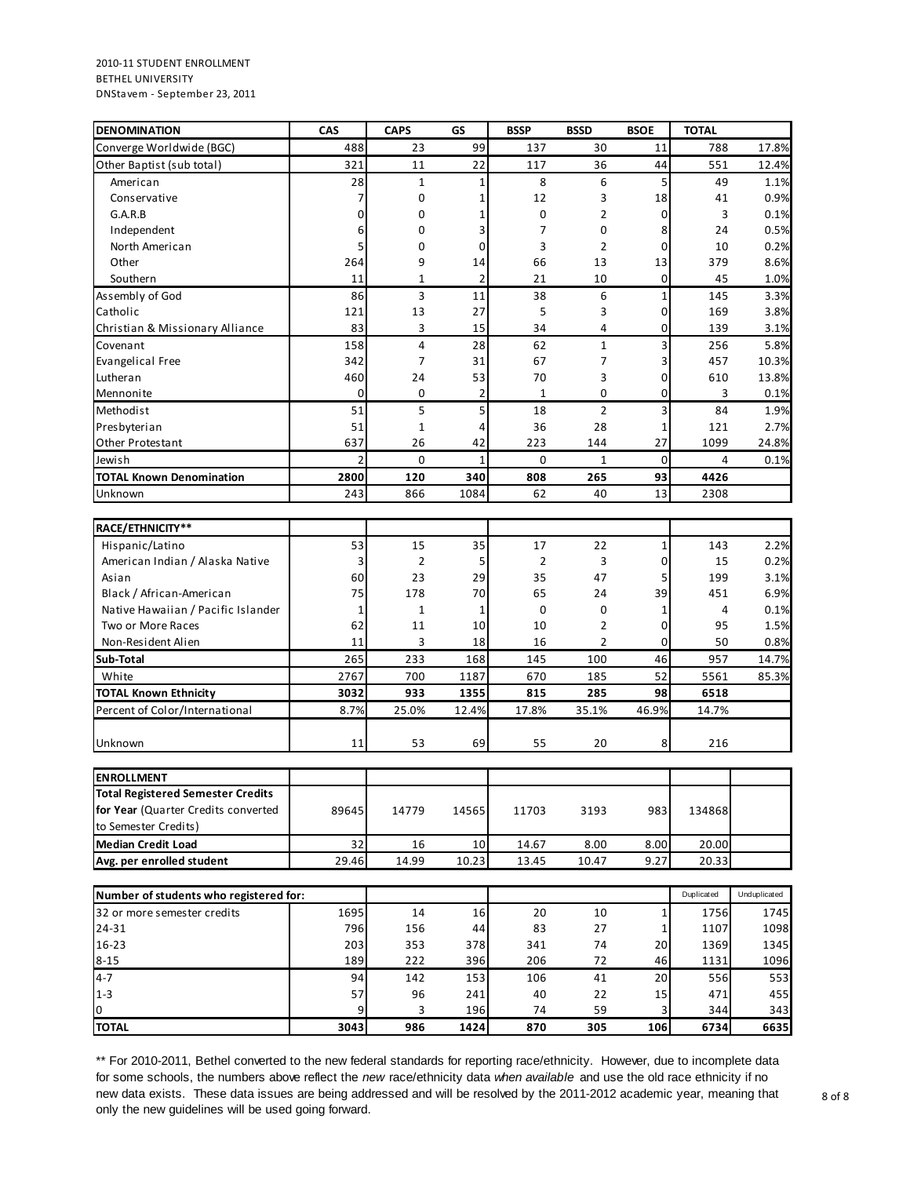2010-11 STUDENT ENROLLMENT
BETHEL UNIVERSITY
DNStavem - September 23, 2011

| DENOMINATION | CAS | CAPS | GS | BSSP | BSSD | BSOE | TOTAL | |
|---|---|---|---|---|---|---|---|---|
| Converge Worldwide (BGC) | 488 | 23 | 99 | 137 | 30 | 11 | 788 | 17.8% |
| Other Baptist (sub total) | 321 | 11 | 22 | 117 | 36 | 44 | 551 | 12.4% |
| American | 28 | 1 | 1 | 8 | 6 | 5 | 49 | 1.1% |
| Conservative | 7 | 0 | 1 | 12 | 3 | 18 | 41 | 0.9% |
| G.A.R.B | 0 | 0 | 1 | 0 | 2 | 0 | 3 | 0.1% |
| Independent | 6 | 0 | 3 | 7 | 0 | 8 | 24 | 0.5% |
| North American | 5 | 0 | 0 | 3 | 2 | 0 | 10 | 0.2% |
| Other | 264 | 9 | 14 | 66 | 13 | 13 | 379 | 8.6% |
| Southern | 11 | 1 | 2 | 21 | 10 | 0 | 45 | 1.0% |
| Assembly of God | 86 | 3 | 11 | 38 | 6 | 1 | 145 | 3.3% |
| Catholic | 121 | 13 | 27 | 5 | 3 | 0 | 169 | 3.8% |
| Christian & Missionary Alliance | 83 | 3 | 15 | 34 | 4 | 0 | 139 | 3.1% |
| Covenant | 158 | 4 | 28 | 62 | 1 | 3 | 256 | 5.8% |
| Evangelical Free | 342 | 7 | 31 | 67 | 7 | 3 | 457 | 10.3% |
| Lutheran | 460 | 24 | 53 | 70 | 3 | 0 | 610 | 13.8% |
| Mennonite | 0 | 0 | 2 | 1 | 0 | 0 | 3 | 0.1% |
| Methodist | 51 | 5 | 5 | 18 | 2 | 3 | 84 | 1.9% |
| Presbyterian | 51 | 1 | 4 | 36 | 28 | 1 | 121 | 2.7% |
| Other Protestant | 637 | 26 | 42 | 223 | 144 | 27 | 1099 | 24.8% |
| Jewish | 2 | 0 | 1 | 0 | 1 | 0 | 4 | 0.1% |
| **TOTAL Known Denomination** | **2800** | **120** | **340** | **808** | **265** | **93** | **4426** | |
| Unknown | 243 | 866 | 1084 | 62 | 40 | 13 | 2308 | |

| RACE/ETHNICITY** | | | | | | | | |
|---|---|---|---|---|---|---|---|---|
| Hispanic/Latino | 53 | 15 | 35 | 17 | 22 | 1 | 143 | 2.2% |
| American Indian / Alaska Native | 3 | 2 | 5 | 2 | 3 | 0 | 15 | 0.2% |
| Asian | 60 | 23 | 29 | 35 | 47 | 5 | 199 | 3.1% |
| Black / African-American | 75 | 178 | 70 | 65 | 24 | 39 | 451 | 6.9% |
| Native Hawaiian / Pacific Islander | 1 | 1 | 1 | 0 | 0 | 1 | 4 | 0.1% |
| Two or More Races | 62 | 11 | 10 | 10 | 2 | 0 | 95 | 1.5% |
| Non-Resident Alien | 11 | 3 | 18 | 16 | 2 | 0 | 50 | 0.8% |
| **Sub-Total** | 265 | 233 | 168 | 145 | 100 | 46 | 957 | 14.7% |
| White | 2767 | 700 | 1187 | 670 | 185 | 52 | 5561 | 85.3% |
| **TOTAL Known Ethnicity** | **3032** | **933** | **1355** | **815** | **285** | **98** | **6518** | |
| Percent of Color/International | 8.7% | 25.0% | 12.4% | 17.8% | 35.1% | 46.9% | 14.7% | |
| Unknown | 11 | 53 | 69 | 55 | 20 | 8 | 216 | |

| ENROLLMENT | | | | | | | | |
|---|---|---|---|---|---|---|---|---|
| **Total Registered Semester Credits for Year** (Quarter Credits converted to Semester Credits) | 89645 | 14779 | 14565 | 11703 | 3193 | 983 | 134868 | |
| **Median Credit Load** | 32 | 16 | 10 | 14.67 | 8.00 | 8.00 | 20.00 | |
| **Avg. per enrolled student** | 29.46 | 14.99 | 10.23 | 13.45 | 10.47 | 9.27 | 20.33 | |

| Number of students who registered for: | | | | | | | Duplicated | Unduplicated |
|---|---|---|---|---|---|---|---|---|
| 32 or more semester credits | 1695 | 14 | 16 | 20 | 10 | 1 | 1756 | 1745 |
| 24-31 | 796 | 156 | 44 | 83 | 27 | 1 | 1107 | 1098 |
| 16-23 | 203 | 353 | 378 | 341 | 74 | 20 | 1369 | 1345 |
| 8-15 | 189 | 222 | 396 | 206 | 72 | 46 | 1131 | 1096 |
| 4-7 | 94 | 142 | 153 | 106 | 41 | 20 | 556 | 553 |
| 1-3 | 57 | 96 | 241 | 40 | 22 | 15 | 471 | 455 |
| 0 | 9 | 3 | 196 | 74 | 59 | 3 | 344 | 343 |
| **TOTAL** | **3043** | **986** | **1424** | **870** | **305** | **106** | **6734** | **6635** |

** For 2010-2011, Bethel converted to the new federal standards for reporting race/ethnicity. However, due to incomplete data for some schools, the numbers above reflect the *new* race/ethnicity data *when available* and use the old race ethnicity if no new data exists. These data issues are being addressed and will be resolved by the 2011-2012 academic year, meaning that only the new guidelines will be used going forward.